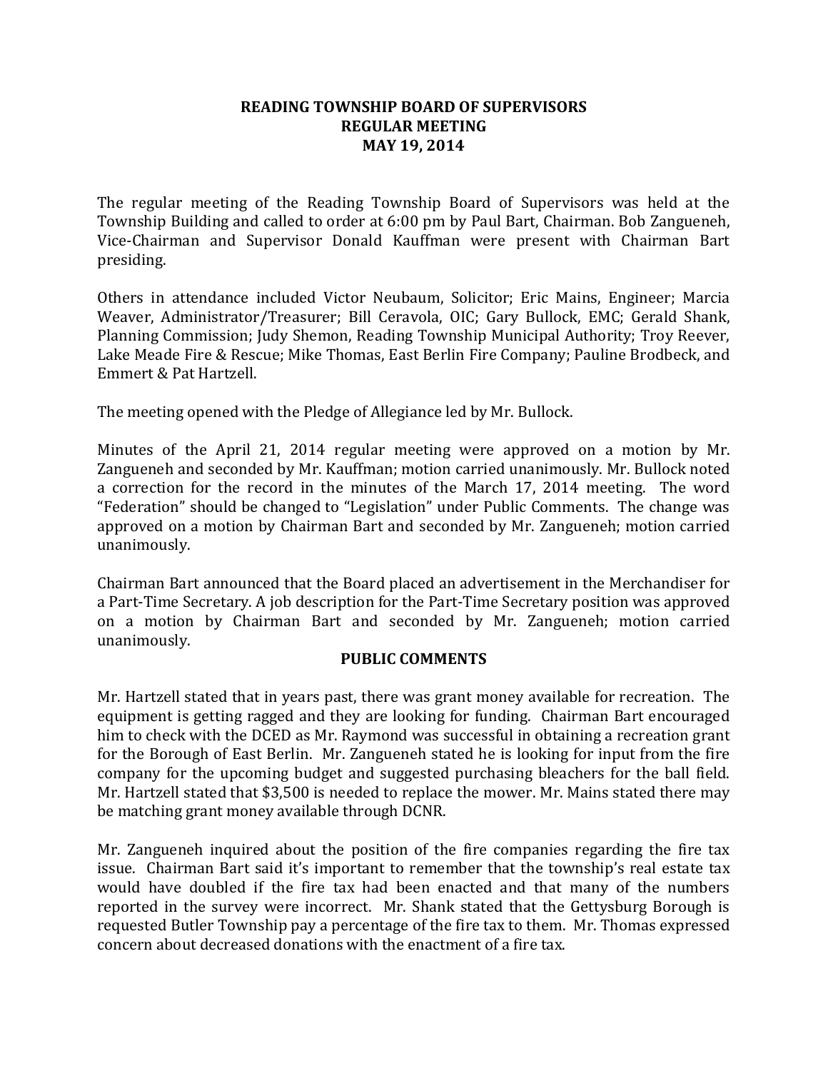# READING TOWNSHIP BOARD OF SUPERVISORS
## REGULAR MEETING
## MAY 19, 2014

The regular meeting of the Reading Township Board of Supervisors was held at the Township Building and called to order at 6:00 pm by Paul Bart, Chairman. Bob Zangueneh, Vice-Chairman and Supervisor Donald Kauffman were present with Chairman Bart presiding.

Others in attendance included Victor Neubaum, Solicitor; Eric Mains, Engineer; Marcia Weaver, Administrator/Treasurer; Bill Ceravola, OIC; Gary Bullock, EMC; Gerald Shank, Planning Commission; Judy Shemon, Reading Township Municipal Authority; Troy Reever, Lake Meade Fire & Rescue; Mike Thomas, East Berlin Fire Company; Pauline Brodbeck, and Emmert & Pat Hartzell.

The meeting opened with the Pledge of Allegiance led by Mr. Bullock.

Minutes of the April 21, 2014 regular meeting were approved on a motion by Mr. Zangueneh and seconded by Mr. Kauffman; motion carried unanimously. Mr. Bullock noted a correction for the record in the minutes of the March 17, 2014 meeting. The word "Federation" should be changed to "Legislation" under Public Comments. The change was approved on a motion by Chairman Bart and seconded by Mr. Zangueneh; motion carried unanimously.

Chairman Bart announced that the Board placed an advertisement in the Merchandiser for a Part-Time Secretary. A job description for the Part-Time Secretary position was approved on a motion by Chairman Bart and seconded by Mr. Zangueneh; motion carried unanimously.

## PUBLIC COMMENTS

Mr. Hartzell stated that in years past, there was grant money available for recreation. The equipment is getting ragged and they are looking for funding. Chairman Bart encouraged him to check with the DCED as Mr. Raymond was successful in obtaining a recreation grant for the Borough of East Berlin. Mr. Zangueneh stated he is looking for input from the fire company for the upcoming budget and suggested purchasing bleachers for the ball field. Mr. Hartzell stated that $3,500 is needed to replace the mower. Mr. Mains stated there may be matching grant money available through DCNR.

Mr. Zangueneh inquired about the position of the fire companies regarding the fire tax issue. Chairman Bart said it's important to remember that the township's real estate tax would have doubled if the fire tax had been enacted and that many of the numbers reported in the survey were incorrect. Mr. Shank stated that the Gettysburg Borough is requested Butler Township pay a percentage of the fire tax to them. Mr. Thomas expressed concern about decreased donations with the enactment of a fire tax.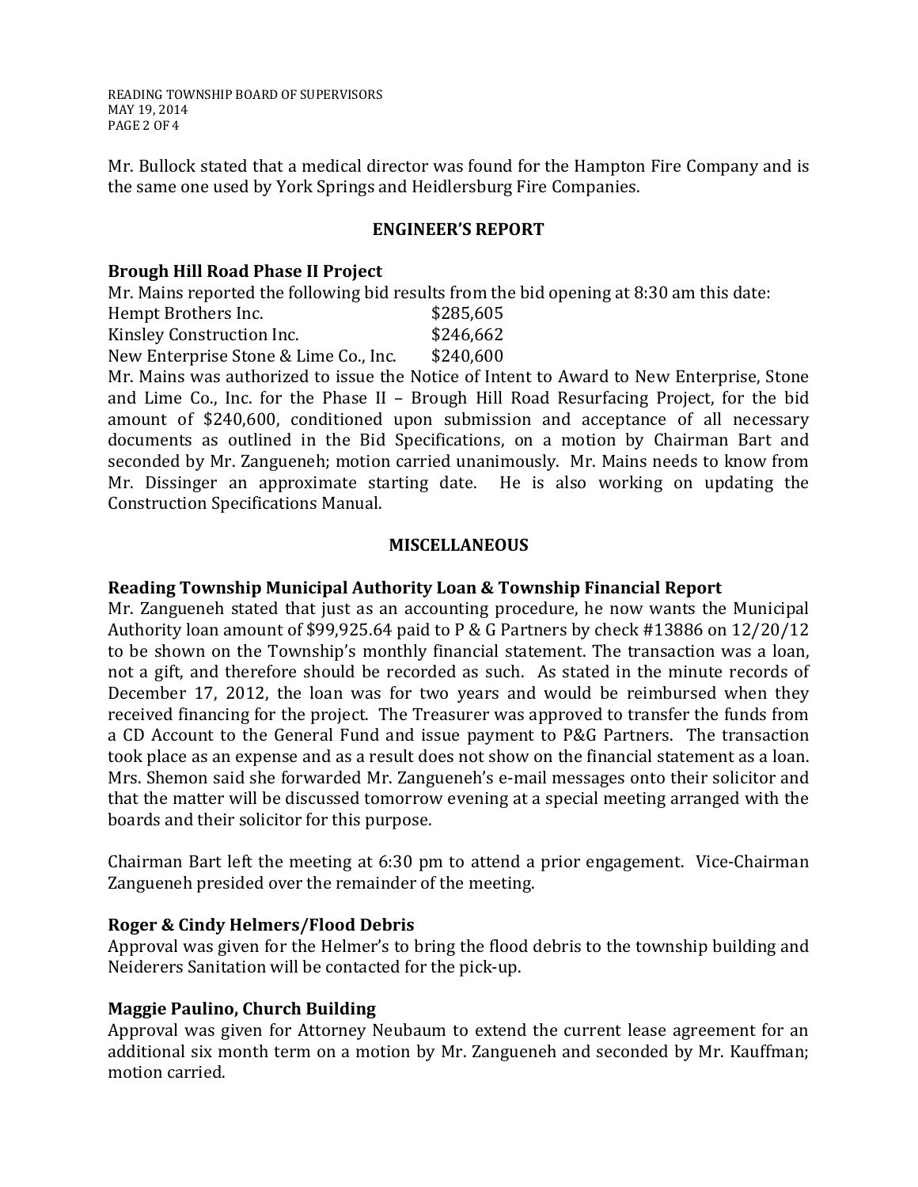Mr. Bullock stated that a medical director was found for the Hampton Fire Company and is the same one used by York Springs and Heidlersburg Fire Companies.

## ENGINEER'S REPORT

### Brough Hill Road Phase II Project

Mr. Mains reported the following bid results from the bid opening at 8:30 am this date:

| | |
|---|---|
| Hempt Brothers Inc. | $285,605 |
| Kinsley Construction Inc. | $246,662 |
| New Enterprise Stone & Lime Co., Inc. | $240,600 |

Mr. Mains was authorized to issue the Notice of Intent to Award to New Enterprise, Stone and Lime Co., Inc. for the Phase II – Brough Hill Road Resurfacing Project, for the bid amount of $240,600, conditioned upon submission and acceptance of all necessary documents as outlined in the Bid Specifications, on a motion by Chairman Bart and seconded by Mr. Zangueneh; motion carried unanimously. Mr. Mains needs to know from Mr. Dissinger an approximate starting date. He is also working on updating the Construction Specifications Manual.

## MISCELLANEOUS

### Reading Township Municipal Authority Loan & Township Financial Report

Mr. Zangueneh stated that just as an accounting procedure, he now wants the Municipal Authority loan amount of $99,925.64 paid to P & G Partners by check #13886 on 12/20/12 to be shown on the Township's monthly financial statement. The transaction was a loan, not a gift, and therefore should be recorded as such. As stated in the minute records of December 17, 2012, the loan was for two years and would be reimbursed when they received financing for the project. The Treasurer was approved to transfer the funds from a CD Account to the General Fund and issue payment to P&G Partners. The transaction took place as an expense and as a result does not show on the financial statement as a loan. Mrs. Shemon said she forwarded Mr. Zangueneh's e-mail messages onto their solicitor and that the matter will be discussed tomorrow evening at a special meeting arranged with the boards and their solicitor for this purpose.

Chairman Bart left the meeting at 6:30 pm to attend a prior engagement. Vice-Chairman Zangueneh presided over the remainder of the meeting.

### Roger & Cindy Helmers/Flood Debris

Approval was given for the Helmer's to bring the flood debris to the township building and Neiderers Sanitation will be contacted for the pick-up.

### Maggie Paulino, Church Building

Approval was given for Attorney Neubaum to extend the current lease agreement for an additional six month term on a motion by Mr. Zangueneh and seconded by Mr. Kauffman; motion carried.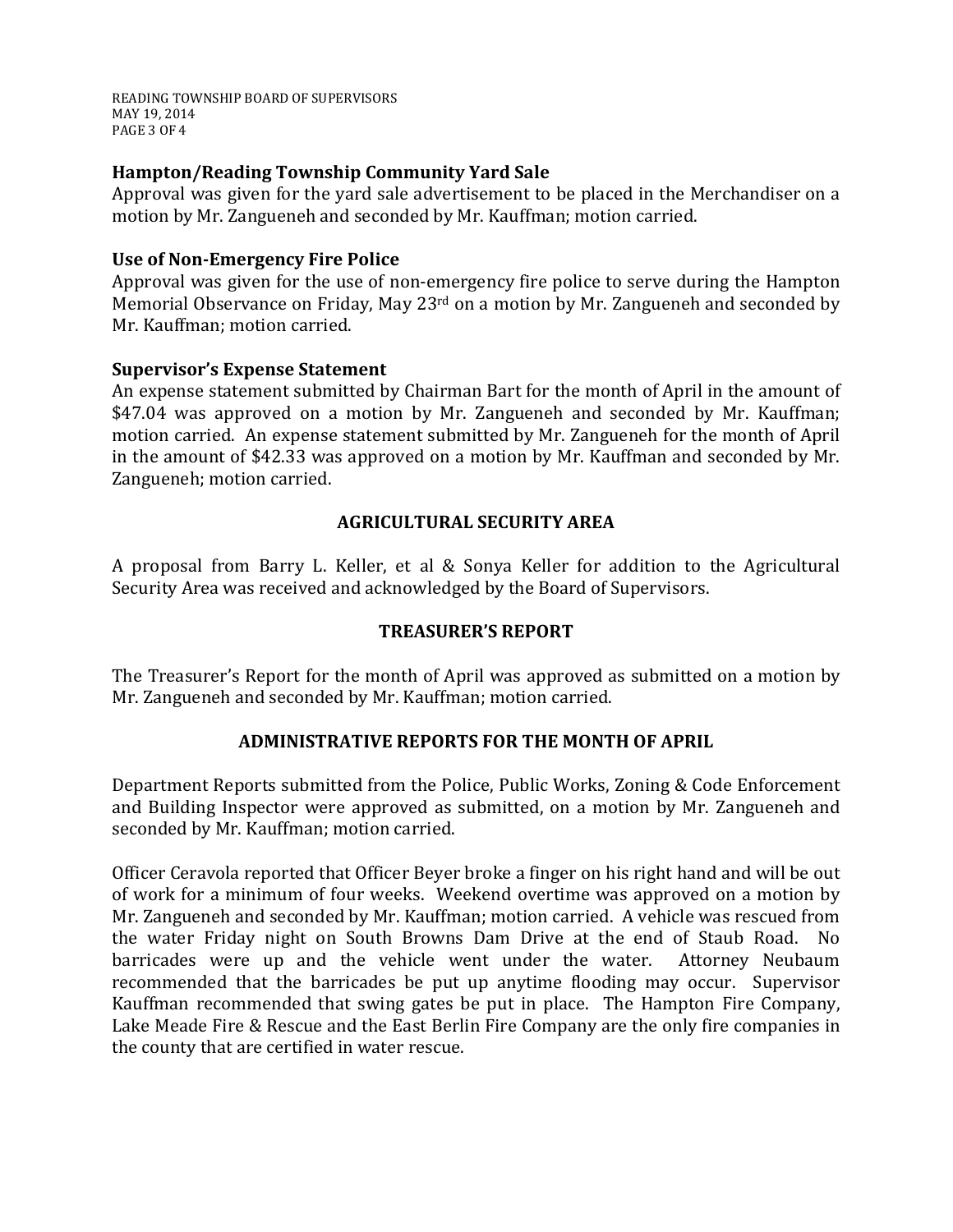**Hampton/Reading Township Community Yard Sale**

Approval was given for the yard sale advertisement to be placed in the Merchandiser on a motion by Mr. Zangueneh and seconded by Mr. Kauffman; motion carried.

**Use of Non-Emergency Fire Police**

Approval was given for the use of non-emergency fire police to serve during the Hampton Memorial Observance on Friday, May 23rd on a motion by Mr. Zangueneh and seconded by Mr. Kauffman; motion carried.

**Supervisor's Expense Statement**

An expense statement submitted by Chairman Bart for the month of April in the amount of $47.04 was approved on a motion by Mr. Zangueneh and seconded by Mr. Kauffman; motion carried. An expense statement submitted by Mr. Zangueneh for the month of April in the amount of $42.33 was approved on a motion by Mr. Kauffman and seconded by Mr. Zangueneh; motion carried.

## AGRICULTURAL SECURITY AREA

A proposal from Barry L. Keller, et al & Sonya Keller for addition to the Agricultural Security Area was received and acknowledged by the Board of Supervisors.

## TREASURER'S REPORT

The Treasurer's Report for the month of April was approved as submitted on a motion by Mr. Zangueneh and seconded by Mr. Kauffman; motion carried.

## ADMINISTRATIVE REPORTS FOR THE MONTH OF APRIL

Department Reports submitted from the Police, Public Works, Zoning & Code Enforcement and Building Inspector were approved as submitted, on a motion by Mr. Zangueneh and seconded by Mr. Kauffman; motion carried.

Officer Ceravola reported that Officer Beyer broke a finger on his right hand and will be out of work for a minimum of four weeks. Weekend overtime was approved on a motion by Mr. Zangueneh and seconded by Mr. Kauffman; motion carried. A vehicle was rescued from the water Friday night on South Browns Dam Drive at the end of Staub Road. No barricades were up and the vehicle went under the water. Attorney Neubaum recommended that the barricades be put up anytime flooding may occur. Supervisor Kauffman recommended that swing gates be put in place. The Hampton Fire Company, Lake Meade Fire & Rescue and the East Berlin Fire Company are the only fire companies in the county that are certified in water rescue.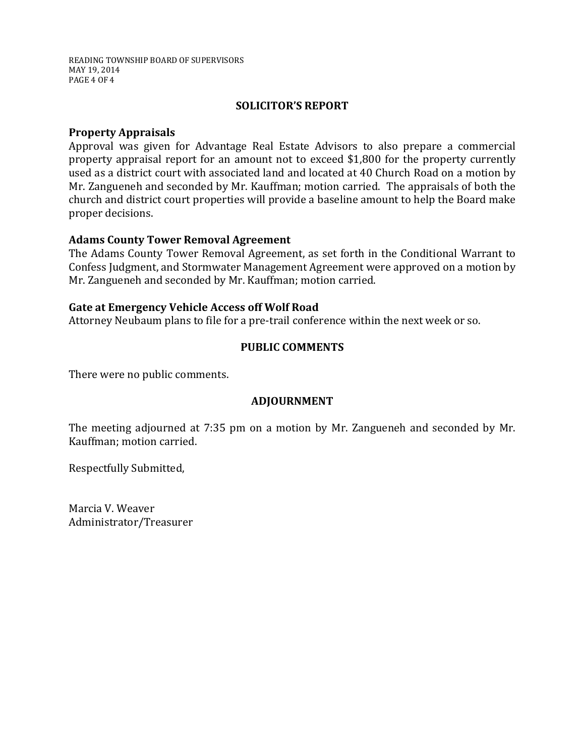## SOLICITOR'S REPORT

### Property Appraisals

Approval was given for Advantage Real Estate Advisors to also prepare a commercial property appraisal report for an amount not to exceed $1,800 for the property currently used as a district court with associated land and located at 40 Church Road on a motion by Mr. Zangueneh and seconded by Mr. Kauffman; motion carried. The appraisals of both the church and district court properties will provide a baseline amount to help the Board make proper decisions.

### Adams County Tower Removal Agreement

The Adams County Tower Removal Agreement, as set forth in the Conditional Warrant to Confess Judgment, and Stormwater Management Agreement were approved on a motion by Mr. Zangueneh and seconded by Mr. Kauffman; motion carried.

### Gate at Emergency Vehicle Access off Wolf Road

Attorney Neubaum plans to file for a pre-trail conference within the next week or so.

## PUBLIC COMMENTS

There were no public comments.

## ADJOURNMENT

The meeting adjourned at 7:35 pm on a motion by Mr. Zangueneh and seconded by Mr. Kauffman; motion carried.

Respectfully Submitted,

Marcia V. Weaver
Administrator/Treasurer